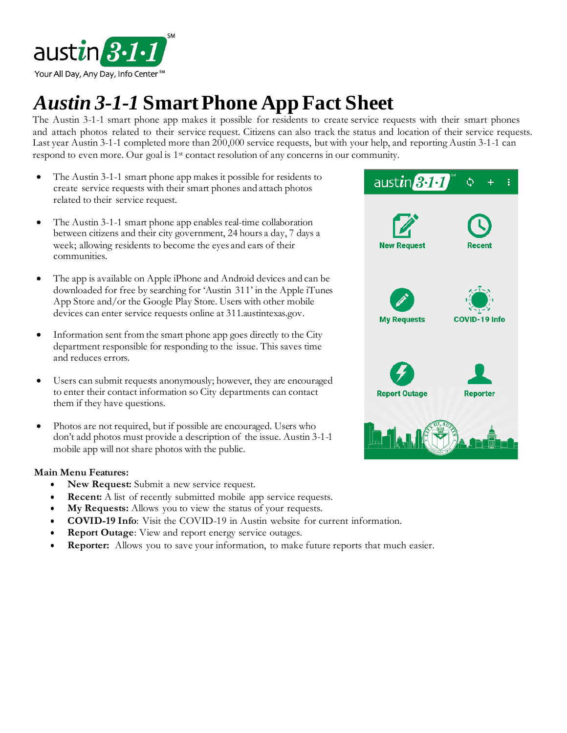austin 3·1·1

Your All Day, Any Day, Info Center

# *Austin 3-1-1* Smart Phone App Fact Sheet

The Austin 3-1-1 smart phone app makes it possible for residents to create service requests with their smart phones and attach photos related to their service request. Citizens can also track the status and location of their service requests. Last year Austin 3-1-1 completed more than 200,000 service requests, but with your help, and reporting Austin 3-1-1 can respond to even more. Our goal is 1st contact resolution of any concerns in our community.

- The Austin 3-1-1 smart phone app makes it possible for residents to create service requests with their smart phones and attach photos related to their service request.
- The Austin 3-1-1 smart phone app enables real-time collaboration between citizens and their city government, 24 hours a day, 7 days a week; allowing residents to become the eyes and ears of their communities.
- The app is available on Apple iPhone and Android devices and can be downloaded for free by searching for 'Austin 311' in the Apple iTunes App Store and/or the Google Play Store. Users with other mobile devices can enter service requests online at 311.austintexas.gov.
- Information sent from the smart phone app goes directly to the City department responsible for responding to the issue. This saves time and reduces errors.
- Users can submit requests anonymously; however, they are encouraged to enter their contact information so City departments can contact them if they have questions.
- Photos are not required, but if possible are encouraged. Users who don't add photos must provide a description of the issue. Austin 3-1-1 mobile app will not share photos with the public.

**Main Menu Features:**

- **New Request:** Submit a new service request.
- **Recent:** A list of recently submitted mobile app service requests.
- **My Requests:** Allows you to view the status of your requests.
- **COVID-19 Info**: Visit the COVID-19 in Austin website for current information.
- **Report Outage**: View and report energy service outages.
- **Reporter:** Allows you to save your information, to make future reports that much easier.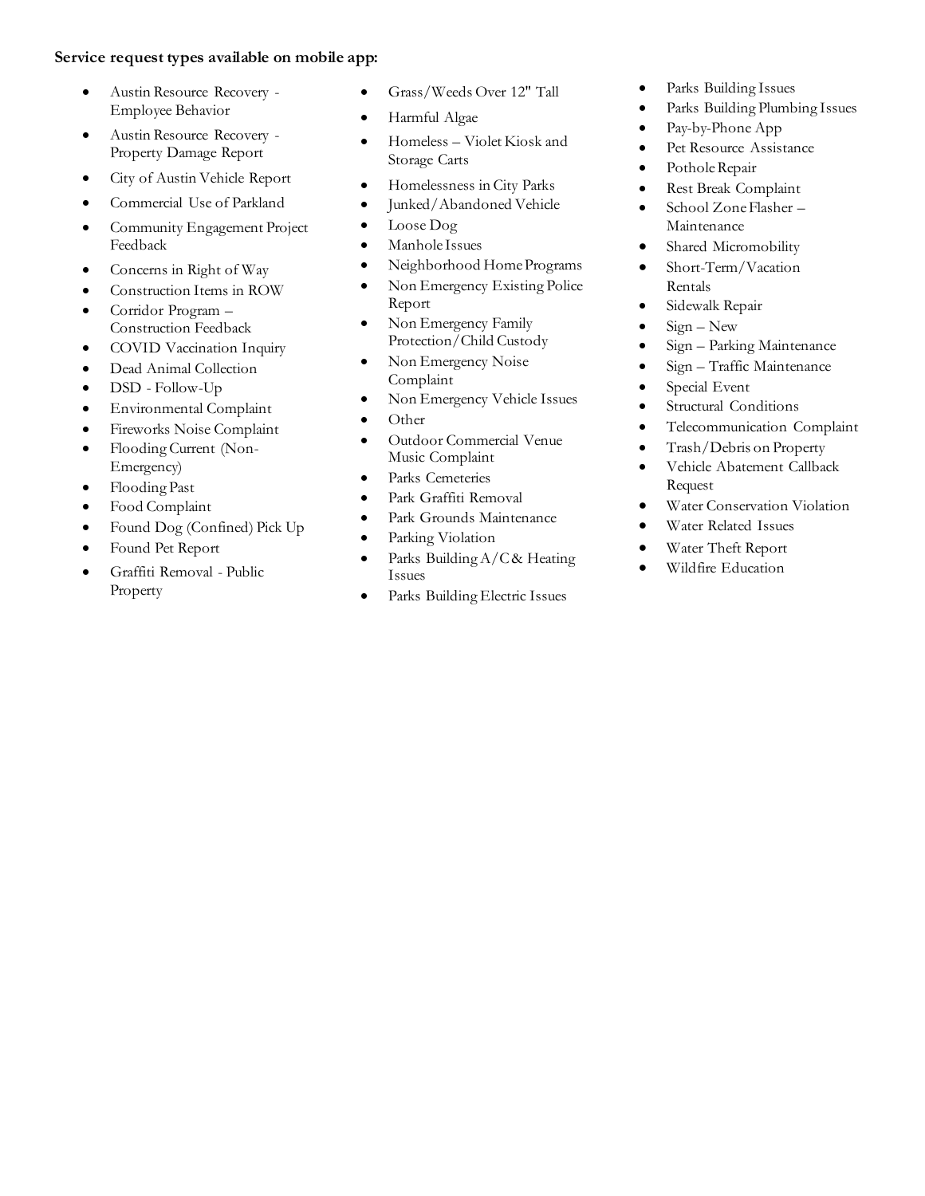**Service request types available on mobile app:**

- Austin Resource Recovery - Employee Behavior
- Austin Resource Recovery - Property Damage Report
- City of Austin Vehicle Report
- Commercial Use of Parkland
- Community Engagement Project Feedback
- Concerns in Right of Way
- Construction Items in ROW
- Corridor Program – Construction Feedback
- COVID Vaccination Inquiry
- Dead Animal Collection
- DSD - Follow-Up
- Environmental Complaint
- Fireworks Noise Complaint
- Flooding Current (Non-Emergency)
- Flooding Past
- Food Complaint
- Found Dog (Confined) Pick Up
- Found Pet Report
- Graffiti Removal - Public Property
- Grass/Weeds Over 12" Tall
- Harmful Algae
- Homeless – Violet Kiosk and Storage Carts
- Homelessness in City Parks
- Junked/Abandoned Vehicle
- Loose Dog
- Manhole Issues
- Neighborhood Home Programs
- Non Emergency Existing Police Report
- Non Emergency Family Protection/Child Custody
- Non Emergency Noise Complaint
- Non Emergency Vehicle Issues
- Other
- Outdoor Commercial Venue Music Complaint
- Parks Cemeteries
- Park Graffiti Removal
- Park Grounds Maintenance
- Parking Violation
- Parks Building A/C & Heating Issues
- Parks Building Electric Issues
- Parks Building Issues
- Parks Building Plumbing Issues
- Pay-by-Phone App
- Pet Resource Assistance
- Pothole Repair
- Rest Break Complaint
- School Zone Flasher – Maintenance
- Shared Micromobility
- Short-Term/Vacation Rentals
- Sidewalk Repair
- Sign – New
- Sign – Parking Maintenance
- Sign – Traffic Maintenance
- Special Event
- Structural Conditions
- Telecommunication Complaint
- Trash/Debris on Property
- Vehicle Abatement Callback Request
- Water Conservation Violation
- Water Related Issues
- Water Theft Report
- Wildfire Education